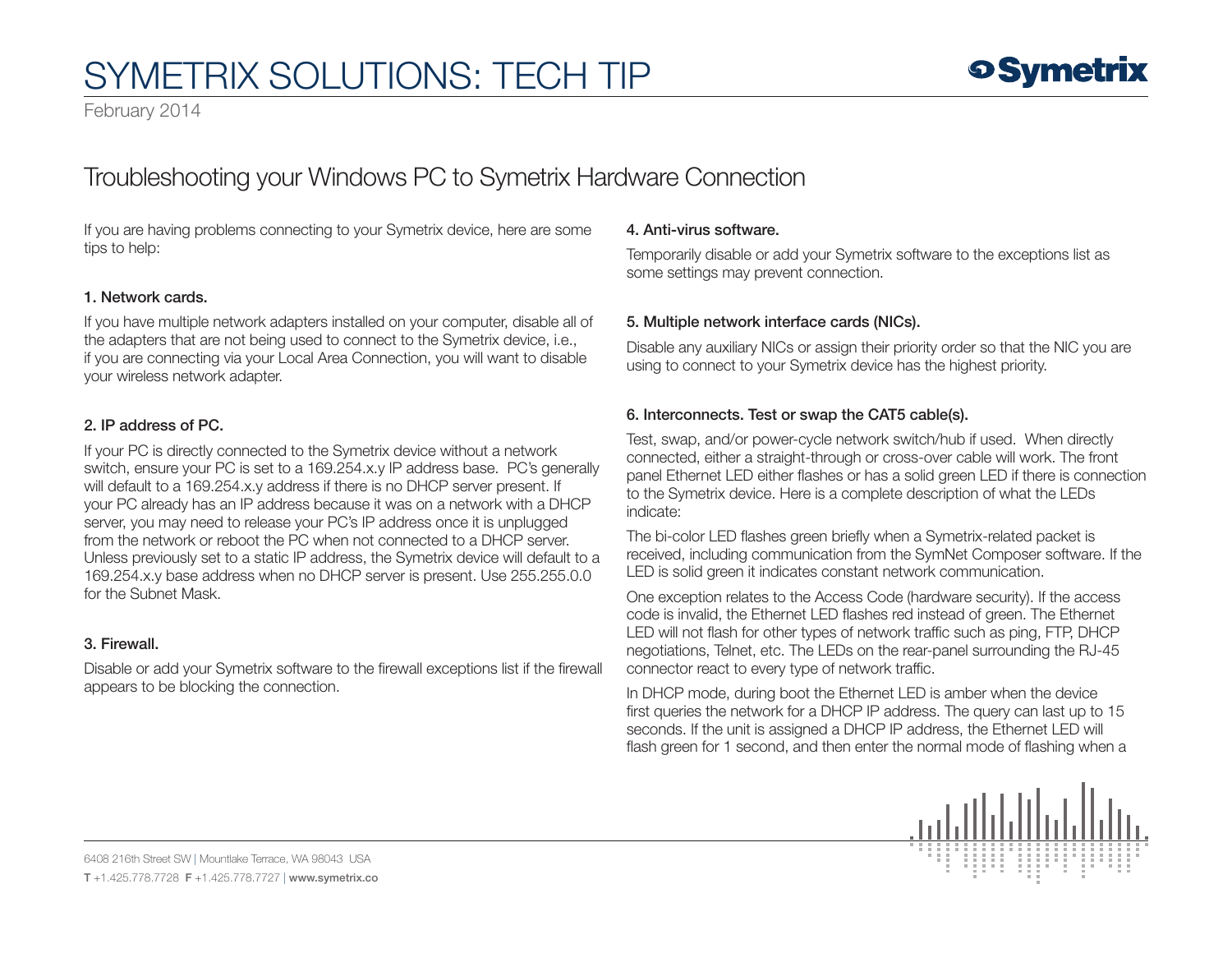# SYMETRIX SOLUTIONS: TECH TIP

February 2014

## Troubleshooting your Windows PC to Symetrix Hardware Connection

If you are having problems connecting to your Symetrix device, here are some tips to help:

### 1. Network cards.

If you have multiple network adapters installed on your computer, disable all of the adapters that are not being used to connect to the Symetrix device, i.e., if you are connecting via your Local Area Connection, you will want to disable your wireless network adapter.

### 2. IP address of PC.

If your PC is directly connected to the Symetrix device without a network switch, ensure your PC is set to a 169.254.x.y IP address base. PC's generally will default to a 169.254.x.y address if there is no DHCP server present. If your PC already has an IP address because it was on a network with a DHCP server, you may need to release your PC's IP address once it is unplugged from the network or reboot the PC when not connected to a DHCP server. Unless previously set to a static IP address, the Symetrix device will default to a 169.254.x.y base address when no DHCP server is present. Use 255.255.0.0 for the Subnet Mask.

### 3. Firewall.

Disable or add your Symetrix software to the firewall exceptions list if the firewall appears to be blocking the connection.

### 4. Anti-virus software.

Temporarily disable or add your Symetrix software to the exceptions list as some settings may prevent connection.

### 5. Multiple network interface cards (NICs).

Disable any auxiliary NICs or assign their priority order so that the NIC you are using to connect to your Symetrix device has the highest priority.

### 6. Interconnects. Test or swap the CAT5 cable(s).

Test, swap, and/or power-cycle network switch/hub if used. When directly connected, either a straight-through or cross-over cable will work. The front panel Ethernet LED either flashes or has a solid green LED if there is connection to the Symetrix device. Here is a complete description of what the LEDs indicate:

The bi-color LED flashes green briefly when a Symetrix-related packet is received, including communication from the SymNet Composer software. If the LED is solid green it indicates constant network communication.

One exception relates to the Access Code (hardware security). If the access code is invalid, the Ethernet LED flashes red instead of green. The Ethernet LED will not flash for other types of network traffic such as ping, FTP, DHCP negotiations, Telnet, etc. The LEDs on the rear-panel surrounding the RJ-45 connector react to every type of network traffic.

In DHCP mode, during boot the Ethernet LED is amber when the device first queries the network for a DHCP IP address. The query can last up to 15 seconds. If the unit is assigned a DHCP IP address, the Ethernet LED will flash green for 1 second, and then enter the normal mode of flashing when a

6408 216th Street SW | Mountlake Terrace, WA 98043 USA

**T** +1.425.778.7728 **F** +1.425.778.7727 | **www.symetrix.co**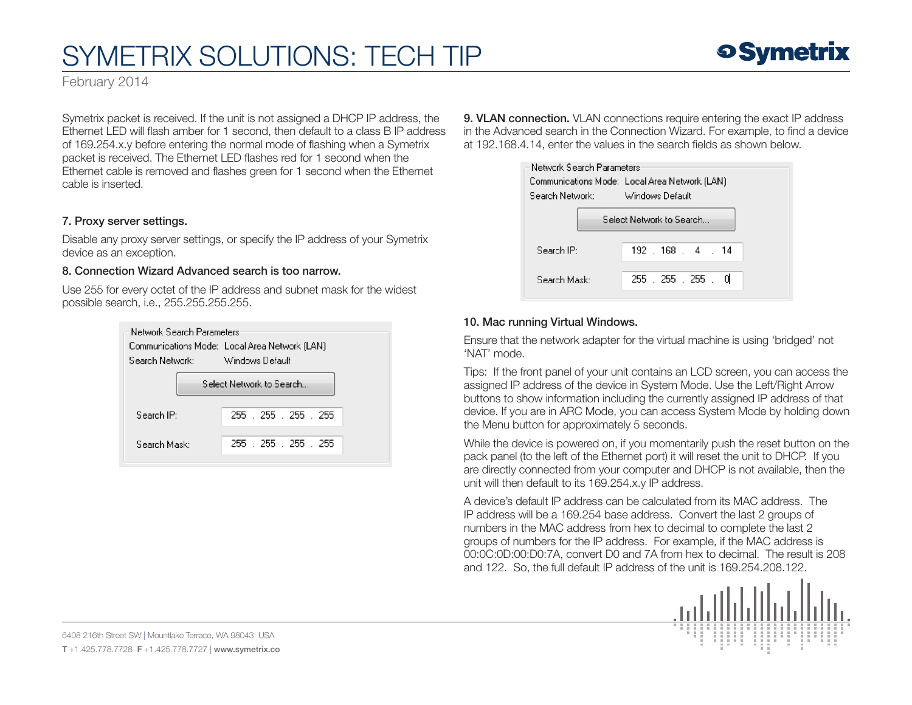Symetrix packet is received. If the unit is not assigned a DHCP IP address, the Ethernet LED will flash amber for 1 second, then default to a class B IP address of 169.254.x.y before entering the normal mode of flashing when a Symetrix packet is received. The Ethernet LED flashes red for 1 second when the Ethernet cable is removed and flashes green for 1 second when the Ethernet cable is inserted.

**7. Proxy server settings.**

Disable any proxy server settings, or specify the IP address of your Symetrix device as an exception.

**8. Connection Wizard Advanced search is too narrow.**

Use 255 for every octet of the IP address and subnet mask for the widest possible search, i.e., 255.255.255.255.

Network Search Parameters

Communications Mode: Local Area Network (LAN)

Search Network: Windows Default

Select Network to Search...

Search IP: 255 . 255 . 255 . 255

Search Mask: 255 . 255 . 255 . 255

**9. VLAN connection.** VLAN connections require entering the exact IP address in the Advanced search in the Connection Wizard. For example, to find a device at 192.168.4.14, enter the values in the search fields as shown below.

Network Search Parameters

Communications Mode: Local Area Network (LAN)

Search Network: Windows Default

Select Network to Search...

Search IP: 192 . 168 . 4 . 14

Search Mask: 255 . 255 . 255 . 0

**10. Mac running Virtual Windows.**

Ensure that the network adapter for the virtual machine is using 'bridged' not 'NAT' mode.

Tips: If the front panel of your unit contains an LCD screen, you can access the assigned IP address of the device in System Mode. Use the Left/Right Arrow buttons to show information including the currently assigned IP address of that device. If you are in ARC Mode, you can access System Mode by holding down the Menu button for approximately 5 seconds.

While the device is powered on, if you momentarily push the reset button on the pack panel (to the left of the Ethernet port) it will reset the unit to DHCP. If you are directly connected from your computer and DHCP is not available, then the unit will then default to its 169.254.x.y IP address.

A device's default IP address can be calculated from its MAC address. The IP address will be a 169.254 base address. Convert the last 2 groups of numbers in the MAC address from hex to decimal to complete the last 2 groups of numbers for the IP address. For example, if the MAC address is 00:0C:0D:00:D0:7A, convert D0 and 7A from hex to decimal. The result is 208 and 122. So, the full default IP address of the unit is 169.254.208.122.